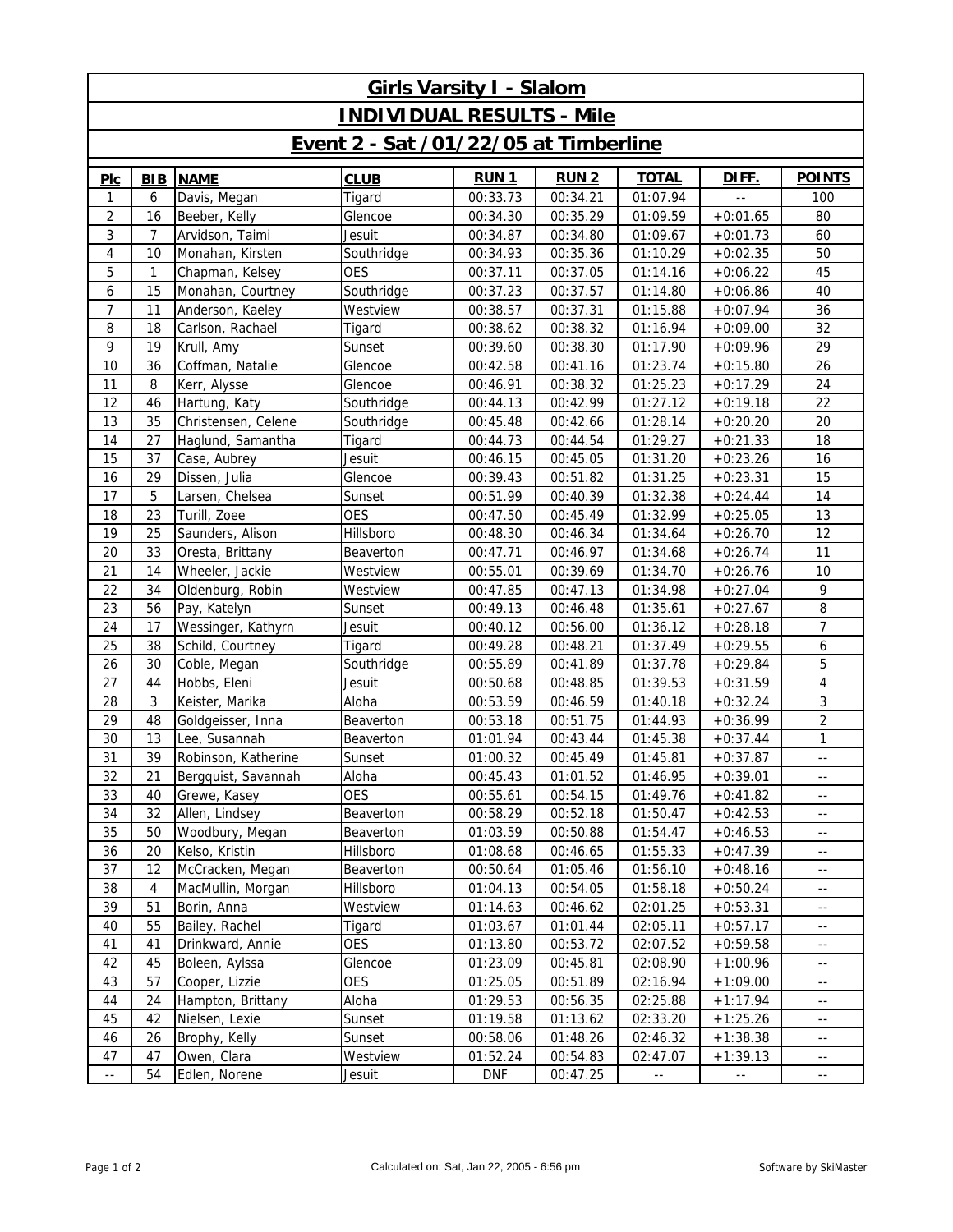# Girls Varsity I - Slalom

## INDIVIDUAL RESULTS - Mile

## Event 2 - Sat /01/22/05 at Timberline

| Plc | BIB | NAME | CLUB | RUN 1 | RUN 2 | TOTAL | DIFF. | POINTS |
|---|---|---|---|---|---|---|---|---|
| 1 | 6 | Davis, Megan | Tigard | 00:33.73 | 00:34.21 | 01:07.94 | -- | 100 |
| 2 | 16 | Beeber, Kelly | Glencoe | 00:34.30 | 00:35.29 | 01:09.59 | +0:01.65 | 80 |
| 3 | 7 | Arvidson, Taimi | Jesuit | 00:34.87 | 00:34.80 | 01:09.67 | +0:01.73 | 60 |
| 4 | 10 | Monahan, Kirsten | Southridge | 00:34.93 | 00:35.36 | 01:10.29 | +0:02.35 | 50 |
| 5 | 1 | Chapman, Kelsey | OES | 00:37.11 | 00:37.05 | 01:14.16 | +0:06.22 | 45 |
| 6 | 15 | Monahan, Courtney | Southridge | 00:37.23 | 00:37.57 | 01:14.80 | +0:06.86 | 40 |
| 7 | 11 | Anderson, Kaeley | Westview | 00:38.57 | 00:37.31 | 01:15.88 | +0:07.94 | 36 |
| 8 | 18 | Carlson, Rachael | Tigard | 00:38.62 | 00:38.32 | 01:16.94 | +0:09.00 | 32 |
| 9 | 19 | Krull, Amy | Sunset | 00:39.60 | 00:38.30 | 01:17.90 | +0:09.96 | 29 |
| 10 | 36 | Coffman, Natalie | Glencoe | 00:42.58 | 00:41.16 | 01:23.74 | +0:15.80 | 26 |
| 11 | 8 | Kerr, Alysse | Glencoe | 00:46.91 | 00:38.32 | 01:25.23 | +0:17.29 | 24 |
| 12 | 46 | Hartung, Katy | Southridge | 00:44.13 | 00:42.99 | 01:27.12 | +0:19.18 | 22 |
| 13 | 35 | Christensen, Celene | Southridge | 00:45.48 | 00:42.66 | 01:28.14 | +0:20.20 | 20 |
| 14 | 27 | Haglund, Samantha | Tigard | 00:44.73 | 00:44.54 | 01:29.27 | +0:21.33 | 18 |
| 15 | 37 | Case, Aubrey | Jesuit | 00:46.15 | 00:45.05 | 01:31.20 | +0:23.26 | 16 |
| 16 | 29 | Dissen, Julia | Glencoe | 00:39.43 | 00:51.82 | 01:31.25 | +0:23.31 | 15 |
| 17 | 5 | Larsen, Chelsea | Sunset | 00:51.99 | 00:40.39 | 01:32.38 | +0:24.44 | 14 |
| 18 | 23 | Turill, Zoee | OES | 00:47.50 | 00:45.49 | 01:32.99 | +0:25.05 | 13 |
| 19 | 25 | Saunders, Alison | Hillsboro | 00:48.30 | 00:46.34 | 01:34.64 | +0:26.70 | 12 |
| 20 | 33 | Oresta, Brittany | Beaverton | 00:47.71 | 00:46.97 | 01:34.68 | +0:26.74 | 11 |
| 21 | 14 | Wheeler, Jackie | Westview | 00:55.01 | 00:39.69 | 01:34.70 | +0:26.76 | 10 |
| 22 | 34 | Oldenburg, Robin | Westview | 00:47.85 | 00:47.13 | 01:34.98 | +0:27.04 | 9 |
| 23 | 56 | Pay, Katelyn | Sunset | 00:49.13 | 00:46.48 | 01:35.61 | +0:27.67 | 8 |
| 24 | 17 | Wessinger, Kathyrn | Jesuit | 00:40.12 | 00:56.00 | 01:36.12 | +0:28.18 | 7 |
| 25 | 38 | Schild, Courtney | Tigard | 00:49.28 | 00:48.21 | 01:37.49 | +0:29.55 | 6 |
| 26 | 30 | Coble, Megan | Southridge | 00:55.89 | 00:41.89 | 01:37.78 | +0:29.84 | 5 |
| 27 | 44 | Hobbs, Eleni | Jesuit | 00:50.68 | 00:48.85 | 01:39.53 | +0:31.59 | 4 |
| 28 | 3 | Keister, Marika | Aloha | 00:53.59 | 00:46.59 | 01:40.18 | +0:32.24 | 3 |
| 29 | 48 | Goldgeisser, Inna | Beaverton | 00:53.18 | 00:51.75 | 01:44.93 | +0:36.99 | 2 |
| 30 | 13 | Lee, Susannah | Beaverton | 01:01.94 | 00:43.44 | 01:45.38 | +0:37.44 | 1 |
| 31 | 39 | Robinson, Katherine | Sunset | 01:00.32 | 00:45.49 | 01:45.81 | +0:37.87 | -- |
| 32 | 21 | Bergquist, Savannah | Aloha | 00:45.43 | 01:01.52 | 01:46.95 | +0:39.01 | -- |
| 33 | 40 | Grewe, Kasey | OES | 00:55.61 | 00:54.15 | 01:49.76 | +0:41.82 | -- |
| 34 | 32 | Allen, Lindsey | Beaverton | 00:58.29 | 00:52.18 | 01:50.47 | +0:42.53 | -- |
| 35 | 50 | Woodbury, Megan | Beaverton | 01:03.59 | 00:50.88 | 01:54.47 | +0:46.53 | -- |
| 36 | 20 | Kelso, Kristin | Hillsboro | 01:08.68 | 00:46.65 | 01:55.33 | +0:47.39 | -- |
| 37 | 12 | McCracken, Megan | Beaverton | 00:50.64 | 01:05.46 | 01:56.10 | +0:48.16 | -- |
| 38 | 4 | MacMullin, Morgan | Hillsboro | 01:04.13 | 00:54.05 | 01:58.18 | +0:50.24 | -- |
| 39 | 51 | Borin, Anna | Westview | 01:14.63 | 00:46.62 | 02:01.25 | +0:53.31 | -- |
| 40 | 55 | Bailey, Rachel | Tigard | 01:03.67 | 01:01.44 | 02:05.11 | +0:57.17 | -- |
| 41 | 41 | Drinkward, Annie | OES | 01:13.80 | 00:53.72 | 02:07.52 | +0:59.58 | -- |
| 42 | 45 | Boleen, Aylssa | Glencoe | 01:23.09 | 00:45.81 | 02:08.90 | +1:00.96 | -- |
| 43 | 57 | Cooper, Lizzie | OES | 01:25.05 | 00:51.89 | 02:16.94 | +1:09.00 | -- |
| 44 | 24 | Hampton, Brittany | Aloha | 01:29.53 | 00:56.35 | 02:25.88 | +1:17.94 | -- |
| 45 | 42 | Nielsen, Lexie | Sunset | 01:19.58 | 01:13.62 | 02:33.20 | +1:25.26 | -- |
| 46 | 26 | Brophy, Kelly | Sunset | 00:58.06 | 01:48.26 | 02:46.32 | +1:38.38 | -- |
| 47 | 47 | Owen, Clara | Westview | 01:52.24 | 00:54.83 | 02:47.07 | +1:39.13 | -- |
| -- | 54 | Edlen, Norene | Jesuit | DNF | 00:47.25 | -- | -- | -- |

Calculated on: Sat, Jan 22, 2005 - 6:56 pm

Software by SkiMaster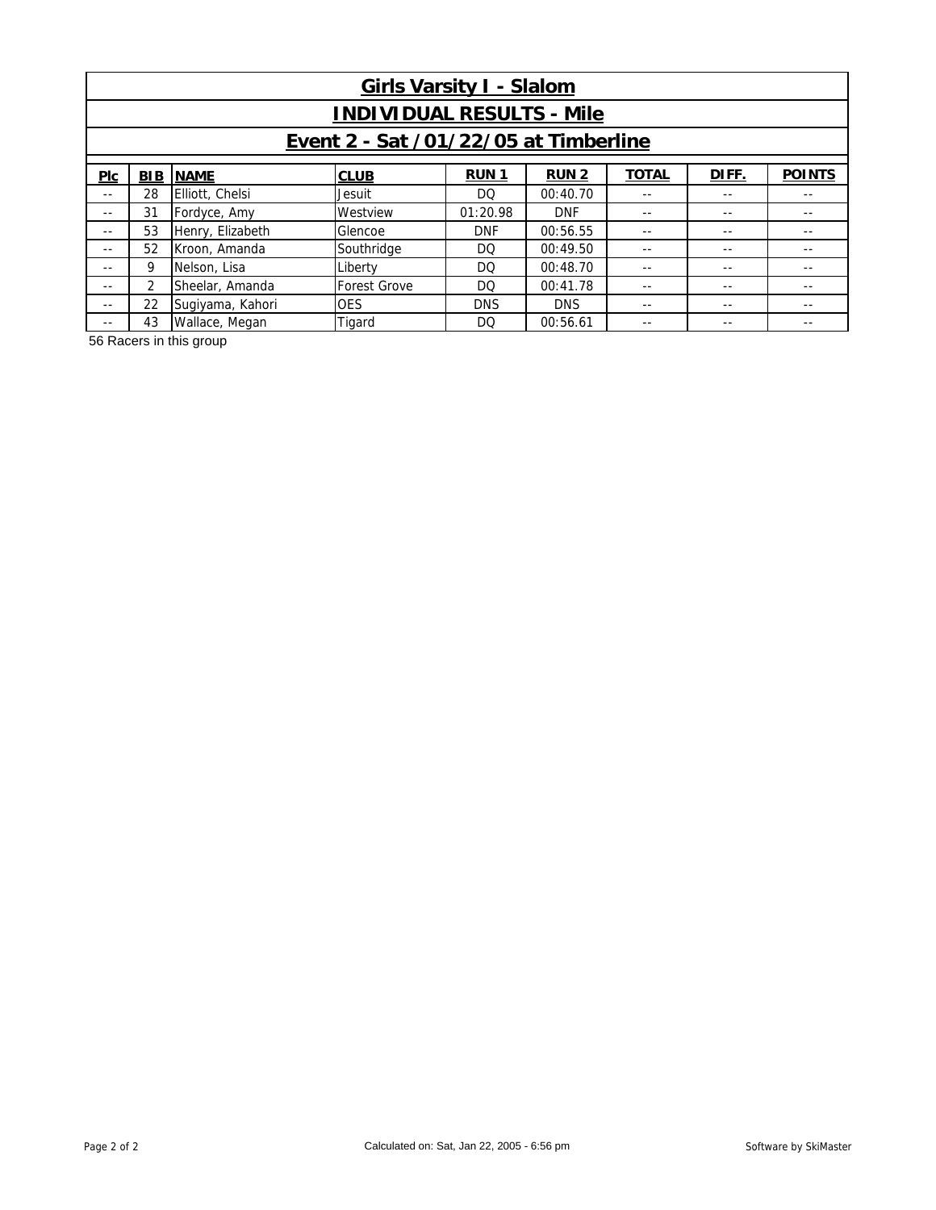# Girls Varsity I - Slalom

## INDIVIDUAL RESULTS - Mile

## Event 2 - Sat /01/22/05 at Timberline

| Plc | BIB | NAME | CLUB | RUN 1 | RUN 2 | TOTAL | DIFF. | POINTS |
|---|---|---|---|---|---|---|---|---|
| -- | 28 | Elliott, Chelsi | Jesuit | DQ | 00:40.70 | -- | -- | -- |
| -- | 31 | Fordyce, Amy | Westview | 01:20.98 | DNF | -- | -- | -- |
| -- | 53 | Henry, Elizabeth | Glencoe | DNF | 00:56.55 | -- | -- | -- |
| -- | 52 | Kroon, Amanda | Southridge | DQ | 00:49.50 | -- | -- | -- |
| -- | 9 | Nelson, Lisa | Liberty | DQ | 00:48.70 | -- | -- | -- |
| -- | 2 | Sheelar, Amanda | Forest Grove | DQ | 00:41.78 | -- | -- | -- |
| -- | 22 | Sugiyama, Kahori | OES | DNS | DNS | -- | -- | -- |
| -- | 43 | Wallace, Megan | Tigard | DQ | 00:56.61 | -- | -- | -- |

56 Racers in this group

Calculated on: Sat, Jan 22, 2005 - 6:56 pm

Software by SkiMaster